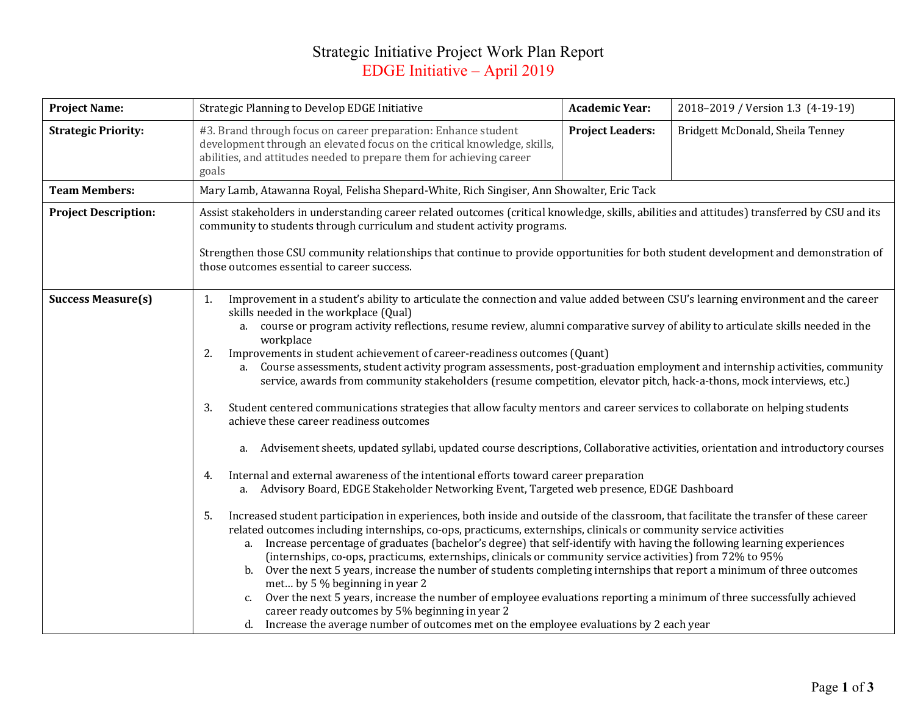# Strategic Initiative Project Work Plan Report

## EDGE Initiative – April 2019

| **Project Name:** | Strategic Planning to Develop EDGE Initiative | **Academic Year:** | 2018–2019 / Version 1.3 (4-19-19) |
|---|---|---|---|
| **Strategic Priority:** | #3. Brand through focus on career preparation: Enhance student development through an elevated focus on the critical knowledge, skills, abilities, and attitudes needed to prepare them for achieving career goals | **Project Leaders:** | Bridgett McDonald, Sheila Tenney |
| **Team Members:** | Mary Lamb, Atawanna Royal, Felisha Shepard-White, Rich Singiser, Ann Showalter, Eric Tack | | |
| **Project Description:** | Assist stakeholders in understanding career related outcomes (critical knowledge, skills, abilities and attitudes) transferred by CSU and its community to students through curriculum and student activity programs.<br><br>Strengthen those CSU community relationships that continue to provide opportunities for both student development and demonstration of those outcomes essential to career success. | | |
| **Success Measure(s)** | 1. Improvement in a student's ability to articulate the connection and value added between CSU's learning environment and the career skills needed in the workplace (Qual)<br>a. course or program activity reflections, resume review, alumni comparative survey of ability to articulate skills needed in the workplace<br>2. Improvements in student achievement of career-readiness outcomes (Quant)<br>a. Course assessments, student activity program assessments, post-graduation employment and internship activities, community service, awards from community stakeholders (resume competition, elevator pitch, hack-a-thons, mock interviews, etc.)<br>3. Student centered communications strategies that allow faculty mentors and career services to collaborate on helping students achieve these career readiness outcomes<br>a. Advisement sheets, updated syllabi, updated course descriptions, Collaborative activities, orientation and introductory courses<br>4. Internal and external awareness of the intentional efforts toward career preparation<br>a. Advisory Board, EDGE Stakeholder Networking Event, Targeted web presence, EDGE Dashboard<br>5. Increased student participation in experiences, both inside and outside of the classroom, that facilitate the transfer of these career related outcomes including internships, co-ops, practicums, externships, clinicals or community service activities<br>a. Increase percentage of graduates (bachelor's degree) that self-identify with having the following learning experiences (internships, co-ops, practicums, externships, clinicals or community service activities) from 72% to 95%<br>b. Over the next 5 years, increase the number of students completing internships that report a minimum of three outcomes met… by 5 % beginning in year 2<br>c. Over the next 5 years, increase the number of employee evaluations reporting a minimum of three successfully achieved career ready outcomes by 5% beginning in year 2<br>d. Increase the average number of outcomes met on the employee evaluations by 2 each year | | |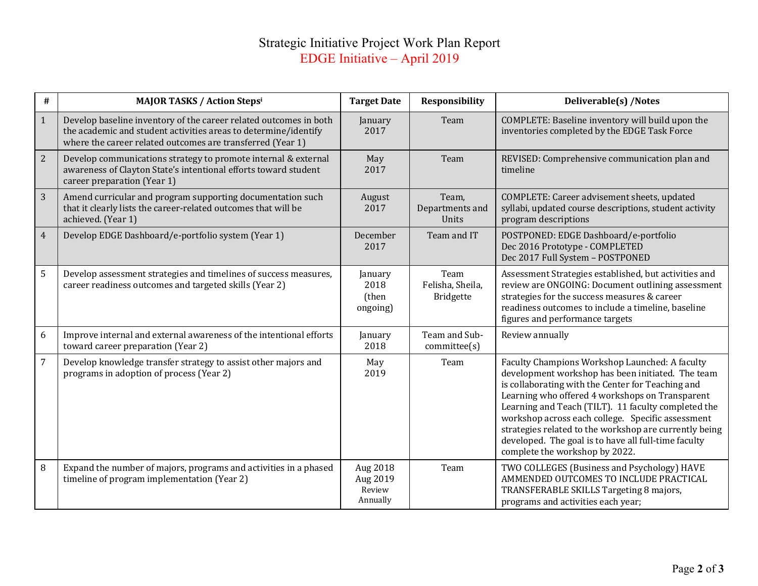# Strategic Initiative Project Work Plan Report

## EDGE Initiative – April 2019

| # | MAJOR TASKS / Action Steps[i] | Target Date | Responsibility | Deliverable(s) /Notes |
|---|---|---|---|---|
| 1 | Develop baseline inventory of the career related outcomes in both the academic and student activities areas to determine/identify where the career related outcomes are transferred (Year 1) | January 2017 | Team | COMPLETE: Baseline inventory will build upon the inventories completed by the EDGE Task Force |
| 2 | Develop communications strategy to promote internal & external awareness of Clayton State's intentional efforts toward student career preparation (Year 1) | May 2017 | Team | REVISED: Comprehensive communication plan and timeline |
| 3 | Amend curricular and program supporting documentation such that it clearly lists the career-related outcomes that will be achieved. (Year 1) | August 2017 | Team, Departments and Units | COMPLETE: Career advisement sheets, updated syllabi, updated course descriptions, student activity program descriptions |
| 4 | Develop EDGE Dashboard/e-portfolio system (Year 1) | December 2017 | Team and IT | POSTPONED: EDGE Dashboard/e-portfolio<br>Dec 2016 Prototype - COMPLETED<br>Dec 2017 Full System – POSTPONED |
| 5 | Develop assessment strategies and timelines of success measures, career readiness outcomes and targeted skills (Year 2) | January 2018 (then ongoing) | Team<br>Felisha, Sheila, Bridgette | Assessment Strategies established, but activities and review are ONGOING: Document outlining assessment strategies for the success measures & career readiness outcomes to include a timeline, baseline figures and performance targets |
| 6 | Improve internal and external awareness of the intentional efforts toward career preparation (Year 2) | January 2018 | Team and Sub-committee(s) | Review annually |
| 7 | Develop knowledge transfer strategy to assist other majors and programs in adoption of process (Year 2) | May 2019 | Team | Faculty Champions Workshop Launched: A faculty development workshop has been initiated. The team is collaborating with the Center for Teaching and Learning who offered 4 workshops on Transparent Learning and Teach (TILT). 11 faculty completed the workshop across each college. Specific assessment strategies related to the workshop are currently being developed. The goal is to have all full-time faculty complete the workshop by 2022. |
| 8 | Expand the number of majors, programs and activities in a phased timeline of program implementation (Year 2) | Aug 2018<br>Aug 2019<br>Review Annually | Team | TWO COLLEGES (Business and Psychology) HAVE AMMENDED OUTCOMES TO INCLUDE PRACTICAL TRANSFERABLE SKILLS Targeting 8 majors, programs and activities each year; |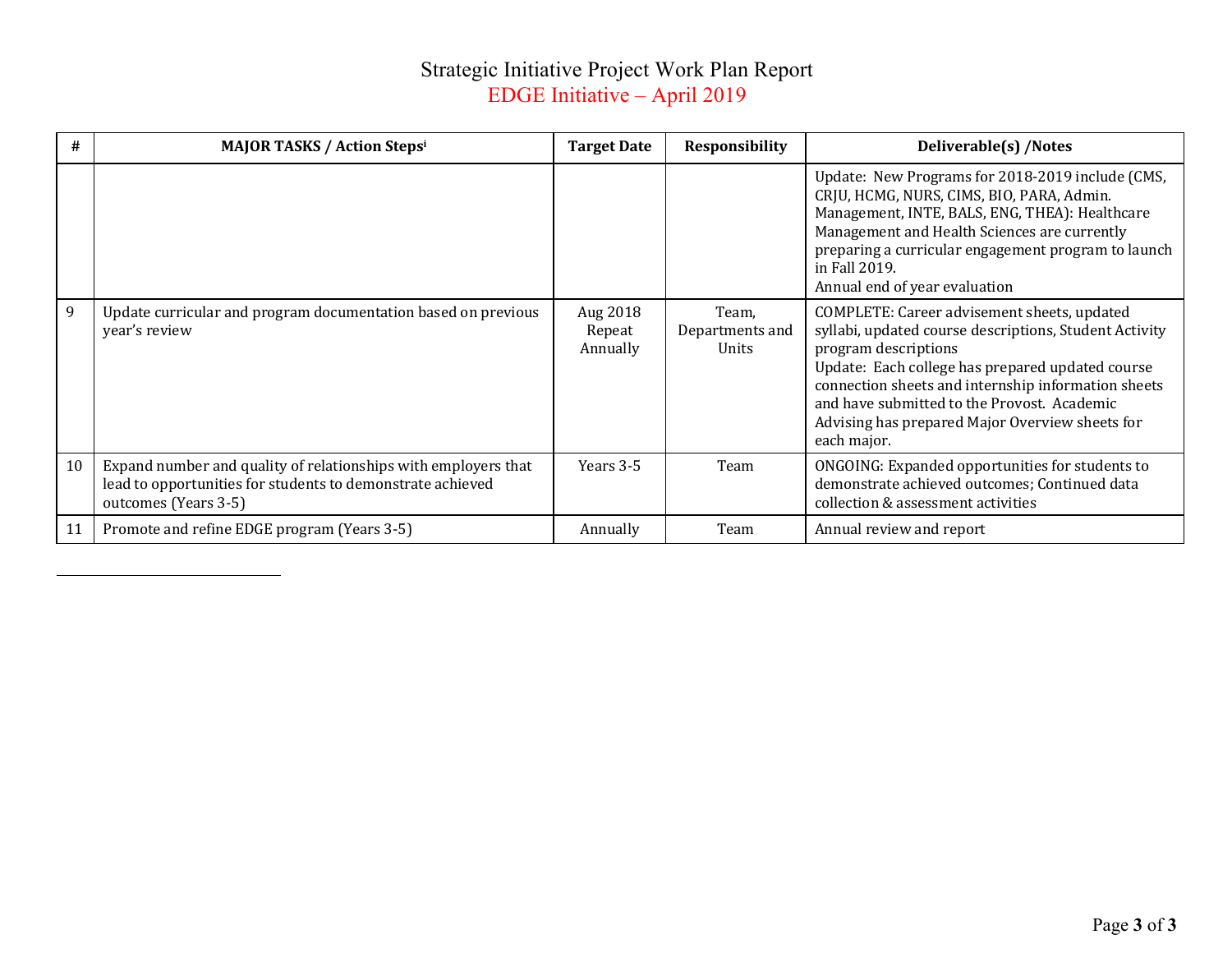# Strategic Initiative Project Work Plan Report

## EDGE Initiative – April 2019

| # | MAJOR TASKS / Action Steps[i] | Target Date | Responsibility | Deliverable(s) /Notes |
|---|---|---|---|---|
| | | | | Update: New Programs for 2018-2019 include (CMS, CRJU, HCMG, NURS, CIMS, BIO, PARA, Admin. Management, INTE, BALS, ENG, THEA): Healthcare Management and Health Sciences are currently preparing a curricular engagement program to launch in Fall 2019.<br>Annual end of year evaluation |
| 9 | Update curricular and program documentation based on previous year's review | Aug 2018 Repeat Annually | Team, Departments and Units | COMPLETE: Career advisement sheets, updated syllabi, updated course descriptions, Student Activity program descriptions<br>Update: Each college has prepared updated course connection sheets and internship information sheets and have submitted to the Provost. Academic Advising has prepared Major Overview sheets for each major. |
| 10 | Expand number and quality of relationships with employers that lead to opportunities for students to demonstrate achieved outcomes (Years 3-5) | Years 3-5 | Team | ONGOING: Expanded opportunities for students to demonstrate achieved outcomes; Continued data collection & assessment activities |
| 11 | Promote and refine EDGE program (Years 3-5) | Annually | Team | Annual review and report |